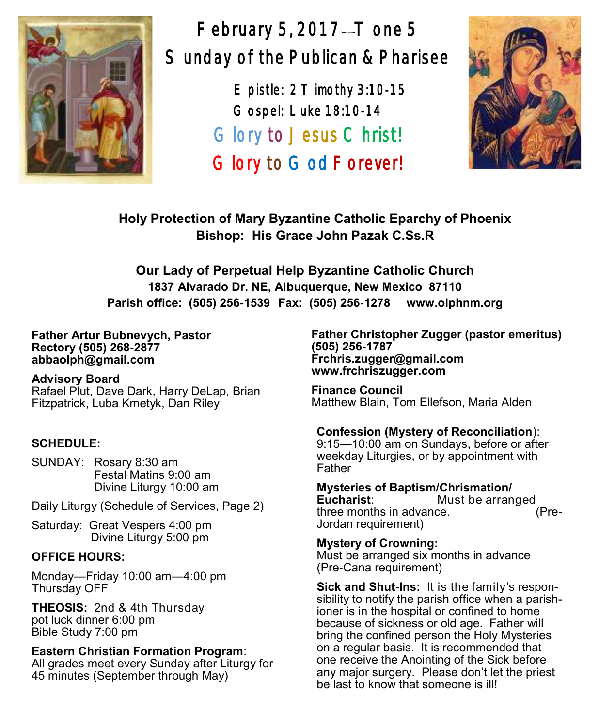# February 5, 2017—Tone 5
# Sunday of the Publican & Pharisee

Epistle: 2 Timothy 3:10-15
Gospel: Luke 18:10-14

Glory to Jesus Christ!
Glory to God Forever!

**Holy Protection of Mary Byzantine Catholic Eparchy of Phoenix**
**Bishop: His Grace John Pazak C.Ss.R**

**Our Lady of Perpetual Help Byzantine Catholic Church**
**1837 Alvarado Dr. NE, Albuquerque, New Mexico 87110**
**Parish office: (505) 256-1539 Fax: (505) 256-1278 www.olphnm.org**

**Father Artur Bubnevych, Pastor**
**Rectory (505) 268-2877**
**abbaolph@gmail.com**

**Advisory Board**
Rafael Plut, Dave Dark, Harry DeLap, Brian Fitzpatrick, Luba Kmetyk, Dan Riley

**SCHEDULE:**

SUNDAY: Rosary 8:30 am
Festal Matins 9:00 am
Divine Liturgy 10:00 am

Daily Liturgy (Schedule of Services, Page 2)

Saturday: Great Vespers 4:00 pm
Divine Liturgy 5:00 pm

**OFFICE HOURS:**

Monday—Friday 10:00 am—4:00 pm
Thursday OFF

**THEOSIS:** 2nd & 4th Thursday
pot luck dinner 6:00 pm
Bible Study 7:00 pm

**Eastern Christian Formation Program**:
All grades meet every Sunday after Liturgy for 45 minutes (September through May)

**Father Christopher Zugger (pastor emeritus)**
**(505) 256-1787**
**Frchris.zugger@gmail.com**
**www.frchriszugger.com**

**Finance Council**
Matthew Blain, Tom Ellefson, Maria Alden

**Confession (Mystery of Reconciliation**):
9:15—10:00 am on Sundays, before or after weekday Liturgies, or by appointment with Father

**Mysteries of Baptism/Chrismation/ Eucharist**: Must be arranged three months in advance. (Pre-Jordan requirement)

**Mystery of Crowning:**
Must be arranged six months in advance (Pre-Cana requirement)

**Sick and Shut-Ins:** It is the family's responsibility to notify the parish office when a parishioner is in the hospital or confined to home because of sickness or old age. Father will bring the confined person the Holy Mysteries on a regular basis. It is recommended that one receive the Anointing of the Sick before any major surgery. Please don't let the priest be last to know that someone is ill!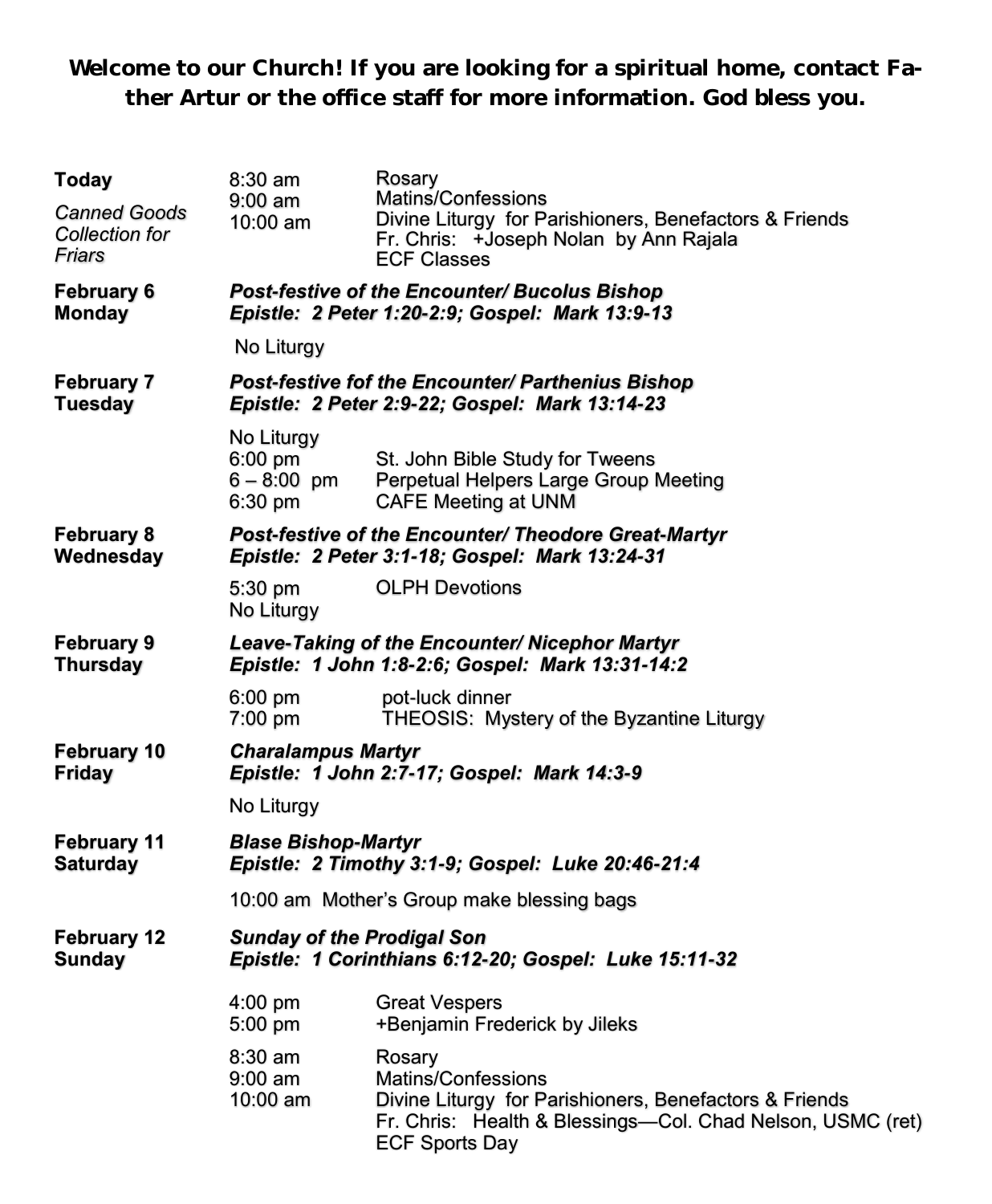**Welcome to our Church! If you are looking for a spiritual home, contact Father Artur or the office staff for more information. God bless you.**

**Today**

*Canned Goods Collection for Friars*

8:30 am Rosary
9:00 am Matins/Confessions
10:00 am Divine Liturgy for Parishioners, Benefactors & Friends
Fr. Chris: +Joseph Nolan by Ann Rajala
ECF Classes

**February 6 Monday**

***Post-festive of the Encounter/ Bucolus Bishop***
***Epistle: 2 Peter 1:20-2:9; Gospel: Mark 13:9-13***

No Liturgy

**February 7 Tuesday**

***Post-festive fof the Encounter/ Parthenius Bishop***
***Epistle: 2 Peter 2:9-22; Gospel: Mark 13:14-23***

No Liturgy
6:00 pm St. John Bible Study for Tweens
6 – 8:00 pm Perpetual Helpers Large Group Meeting
6:30 pm CAFE Meeting at UNM

**February 8 Wednesday**

***Post-festive of the Encounter/ Theodore Great-Martyr***
***Epistle: 2 Peter 3:1-18; Gospel: Mark 13:24-31***

5:30 pm OLPH Devotions
No Liturgy

**February 9 Thursday**

***Leave-Taking of the Encounter/ Nicephor Martyr***
***Epistle: 1 John 1:8-2:6; Gospel: Mark 13:31-14:2***

6:00 pm pot-luck dinner
7:00 pm THEOSIS: Mystery of the Byzantine Liturgy

**February 10 Friday**

***Charalampus Martyr***
***Epistle: 1 John 2:7-17; Gospel: Mark 14:3-9***

No Liturgy

**February 11 Saturday**

***Blase Bishop-Martyr***
***Epistle: 2 Timothy 3:1-9; Gospel: Luke 20:46-21:4***

10:00 am Mother's Group make blessing bags

**February 12 Sunday**

***Sunday of the Prodigal Son***
***Epistle: 1 Corinthians 6:12-20; Gospel: Luke 15:11-32***

4:00 pm Great Vespers
5:00 pm +Benjamin Frederick by Jileks

8:30 am Rosary
9:00 am Matins/Confessions
10:00 am Divine Liturgy for Parishioners, Benefactors & Friends
Fr. Chris: Health & Blessings—Col. Chad Nelson, USMC (ret)
ECF Sports Day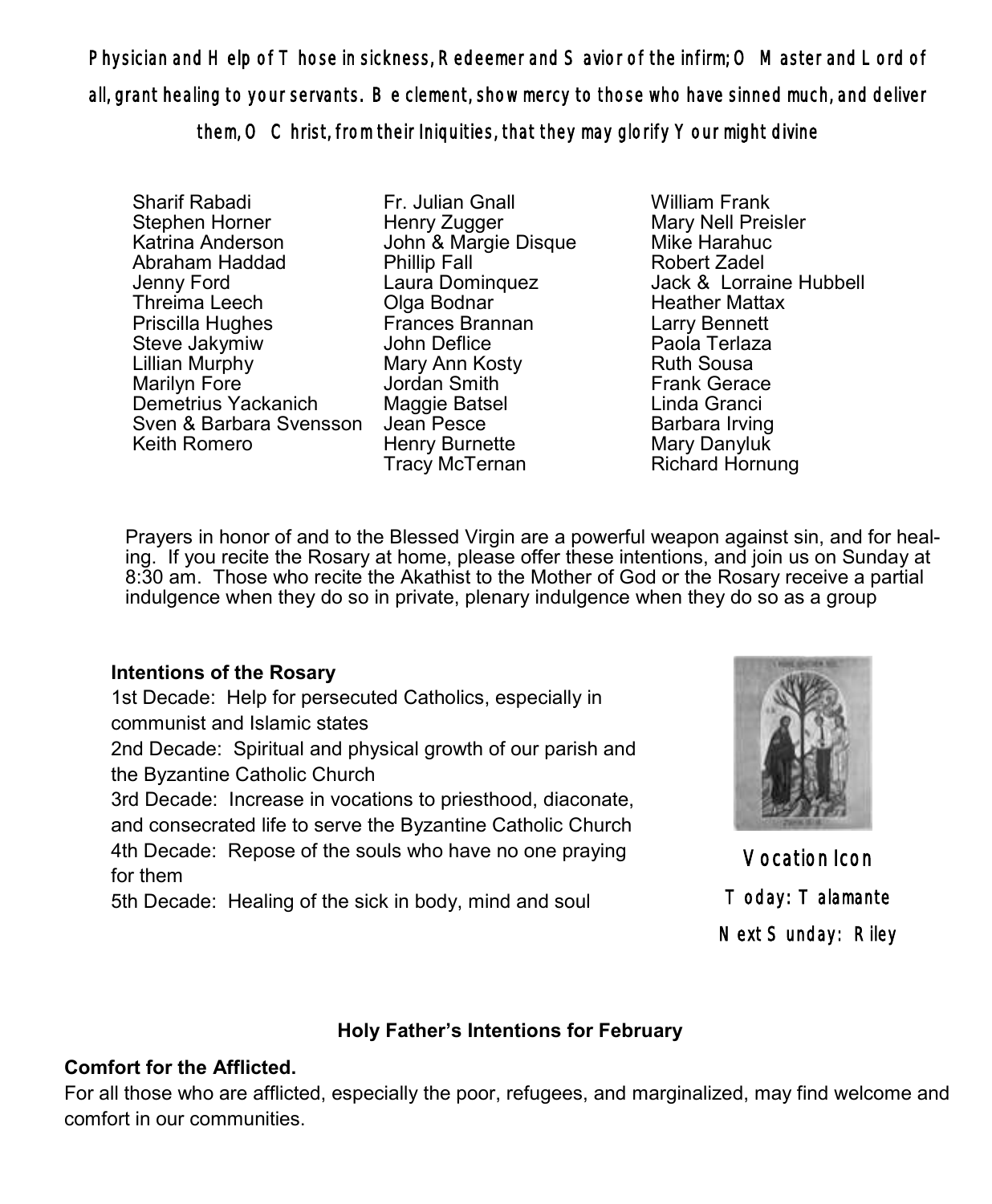Physician and Help of Those in sickness, Redeemer and Savior of the infirm; O Master and Lord of all, grant healing to your servants. Be clement, show mercy to those who have sinned much, and deliver them, O Christ, from their Iniquities, that they may glorify Your might divine

Sharif Rabadi
Stephen Horner
Katrina Anderson
Abraham Haddad
Jenny Ford
Threima Leech
Priscilla Hughes
Steve Jakymiw
Lillian Murphy
Marilyn Fore
Demetrius Yackanich
Sven & Barbara Svensson
Keith Romero

Fr. Julian Gnall
Henry Zugger
John & Margie Disque
Phillip Fall
Laura Dominquez
Olga Bodnar
Frances Brannan
John Deflice
Mary Ann Kosty
Jordan Smith
Maggie Batsel
Jean Pesce
Henry Burnette
Tracy McTernan

William Frank
Mary Nell Preisler
Mike Harahuc
Robert Zadel
Jack & Lorraine Hubbell
Heather Mattax
Larry Bennett
Paola Terlaza
Ruth Sousa
Frank Gerace
Linda Granci
Barbara Irving
Mary Danyluk
Richard Hornung

Prayers in honor of and to the Blessed Virgin are a powerful weapon against sin, and for healing. If you recite the Rosary at home, please offer these intentions, and join us on Sunday at 8:30 am. Those who recite the Akathist to the Mother of God or the Rosary receive a partial indulgence when they do so in private, plenary indulgence when they do so as a group

**Intentions of the Rosary**

1st Decade: Help for persecuted Catholics, especially in communist and Islamic states

2nd Decade: Spiritual and physical growth of our parish and the Byzantine Catholic Church

3rd Decade: Increase in vocations to priesthood, diaconate, and consecrated life to serve the Byzantine Catholic Church

4th Decade: Repose of the souls who have no one praying for them

5th Decade: Healing of the sick in body, mind and soul

Vocation Icon

Today: Talamante

Next Sunday: Riley

**Holy Father's Intentions for February**

**Comfort for the Afflicted.**

For all those who are afflicted, especially the poor, refugees, and marginalized, may find welcome and comfort in our communities.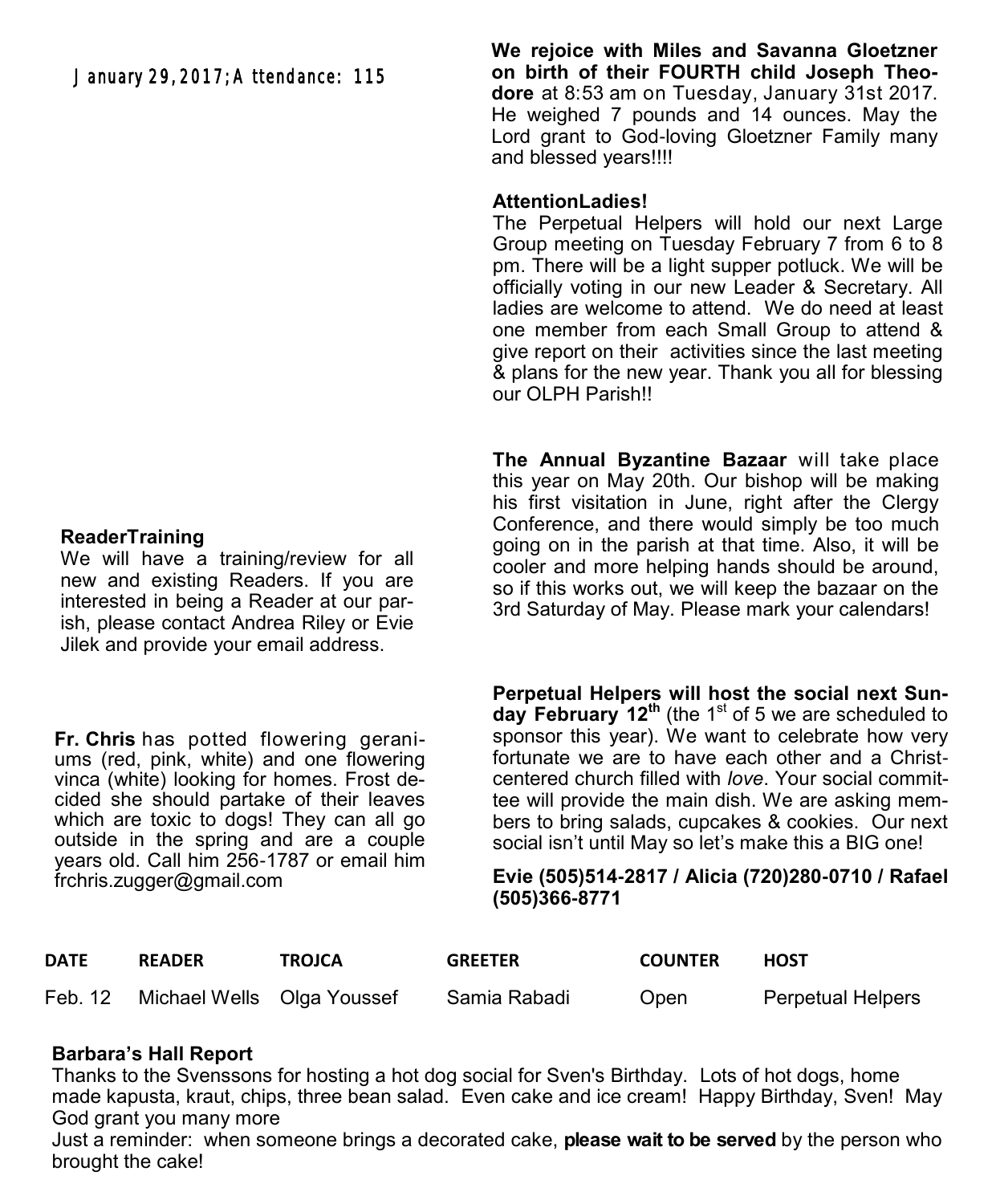January 29, 2017; Attendance: 115

### ReaderTraining

We will have a training/review for all new and existing Readers. If you are interested in being a Reader at our parish, please contact Andrea Riley or Evie Jilek and provide your email address.

**Fr. Chris** has potted flowering geraniums (red, pink, white) and one flowering vinca (white) looking for homes. Frost decided she should partake of their leaves which are toxic to dogs! They can all go outside in the spring and are a couple years old. Call him 256-1787 or email him frchris.zugger@gmail.com

**We rejoice with Miles and Savanna Gloetzner on birth of their FOURTH child Joseph Theodore** at 8:53 am on Tuesday, January 31st 2017. He weighed 7 pounds and 14 ounces. May the Lord grant to God-loving Gloetzner Family many and blessed years!!!!

### AttentionLadies!

The Perpetual Helpers will hold our next Large Group meeting on Tuesday February 7 from 6 to 8 pm. There will be a light supper potluck. We will be officially voting in our new Leader & Secretary. All ladies are welcome to attend. We do need at least one member from each Small Group to attend & give report on their activities since the last meeting & plans for the new year. Thank you all for blessing our OLPH Parish!!

**The Annual Byzantine Bazaar** will take place this year on May 20th. Our bishop will be making his first visitation in June, right after the Clergy Conference, and there would simply be too much going on in the parish at that time. Also, it will be cooler and more helping hands should be around, so if this works out, we will keep the bazaar on the 3rd Saturday of May. Please mark your calendars!

**Perpetual Helpers will host the social next Sunday February 12th** (the 1st of 5 we are scheduled to sponsor this year). We want to celebrate how very fortunate we are to have each other and a Christ-centered church filled with *love*. Your social committee will provide the main dish. We are asking members to bring salads, cupcakes & cookies. Our next social isn't until May so let's make this a BIG one!

**Evie (505)514-2817 / Alicia (720)280-0710 / Rafael (505)366-8771**

| DATE | READER | TROJCA | GREETER | COUNTER | HOST |
|---|---|---|---|---|---|
| Feb. 12 | Michael Wells | Olga Youssef | Samia Rabadi | Open | Perpetual Helpers |

### Barbara's Hall Report

Thanks to the Svenssons for hosting a hot dog social for Sven's Birthday. Lots of hot dogs, home made kapusta, kraut, chips, three bean salad. Even cake and ice cream! Happy Birthday, Sven! May God grant you many more

Just a reminder: when someone brings a decorated cake, **please wait to be served** by the person who brought the cake!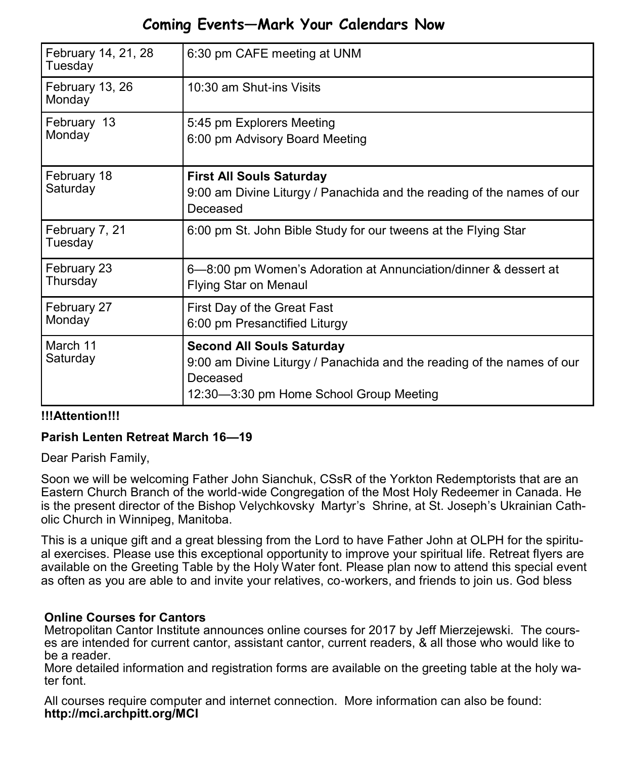# Coming Events—Mark Your Calendars Now

| Date | Event |
| --- | --- |
| February 14, 21, 28 Tuesday | 6:30 pm CAFE meeting at UNM |
| February 13, 26 Monday | 10:30 am Shut-ins Visits |
| February 13 Monday | 5:45 pm Explorers Meeting<br>6:00 pm Advisory Board Meeting |
| February 18 Saturday | **First All Souls Saturday**<br>9:00 am Divine Liturgy / Panachida and the reading of the names of our Deceased |
| February 7, 21 Tuesday | 6:00 pm St. John Bible Study for our tweens at the Flying Star |
| February 23 Thursday | 6—8:00 pm Women's Adoration at Annunciation/dinner & dessert at Flying Star on Menaul |
| February 27 Monday | First Day of the Great Fast<br>6:00 pm Presanctified Liturgy |
| March 11 Saturday | **Second All Souls Saturday**<br>9:00 am Divine Liturgy / Panachida and the reading of the names of our Deceased<br>12:30—3:30 pm Home School Group Meeting |

**!!!Attention!!!**

**Parish Lenten Retreat March 16—19**

Dear Parish Family,

Soon we will be welcoming Father John Sianchuk, CSsR of the Yorkton Redemptorists that are an Eastern Church Branch of the world-wide Congregation of the Most Holy Redeemer in Canada. He is the present director of the Bishop Velychkovsky Martyr's Shrine, at St. Joseph's Ukrainian Catholic Church in Winnipeg, Manitoba.

This is a unique gift and a great blessing from the Lord to have Father John at OLPH for the spiritual exercises. Please use this exceptional opportunity to improve your spiritual life. Retreat flyers are available on the Greeting Table by the Holy Water font. Please plan now to attend this special event as often as you are able to and invite your relatives, co-workers, and friends to join us. God bless

**Online Courses for Cantors**

Metropolitan Cantor Institute announces online courses for 2017 by Jeff Mierzejewski. The courses are intended for current cantor, assistant cantor, current readers, & all those who would like to be a reader.

More detailed information and registration forms are available on the greeting table at the holy water font.

All courses require computer and internet connection. More information can also be found: **http://mci.archpitt.org/MCI**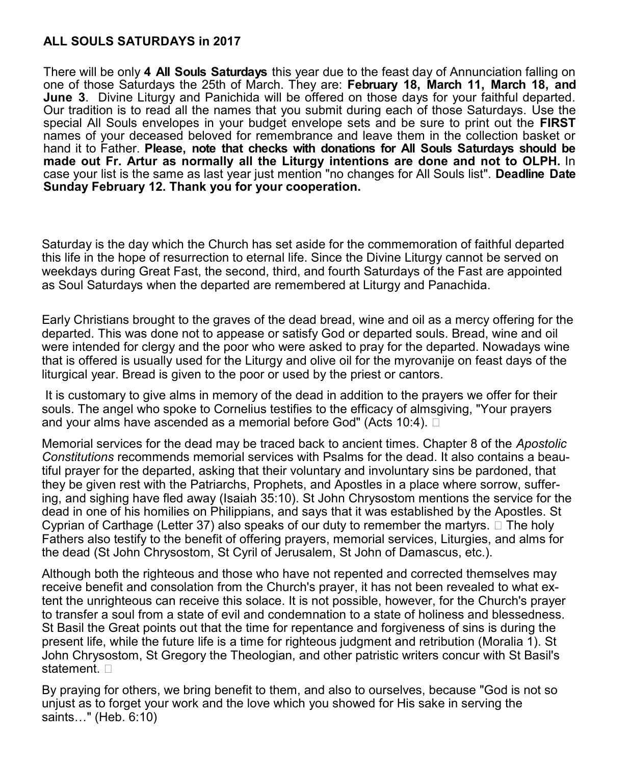## ALL SOULS SATURDAYS in 2017

There will be only **4 All Souls Saturdays** this year due to the feast day of Annunciation falling on one of those Saturdays the 25th of March. They are: **February 18, March 11, March 18, and June 3**. Divine Liturgy and Panichida will be offered on those days for your faithful departed. Our tradition is to read all the names that you submit during each of those Saturdays. Use the special All Souls envelopes in your budget envelope sets and be sure to print out the **FIRST** names of your deceased beloved for remembrance and leave them in the collection basket or hand it to Father. **Please, note that checks with donations for All Souls Saturdays should be made out Fr. Artur as normally all the Liturgy intentions are done and not to OLPH.** In case your list is the same as last year just mention "no changes for All Souls list". **Deadline Date Sunday February 12. Thank you for your cooperation.**

Saturday is the day which the Church has set aside for the commemoration of faithful departed this life in the hope of resurrection to eternal life. Since the Divine Liturgy cannot be served on weekdays during Great Fast, the second, third, and fourth Saturdays of the Fast are appointed as Soul Saturdays when the departed are remembered at Liturgy and Panachida.

Early Christians brought to the graves of the dead bread, wine and oil as a mercy offering for the departed. This was done not to appease or satisfy God or departed souls. Bread, wine and oil were intended for clergy and the poor who were asked to pray for the departed. Nowadays wine that is offered is usually used for the Liturgy and olive oil for the myrovanije on feast days of the liturgical year. Bread is given to the poor or used by the priest or cantors.

It is customary to give alms in memory of the dead in addition to the prayers we offer for their souls. The angel who spoke to Cornelius testifies to the efficacy of almsgiving, "Your prayers and your alms have ascended as a memorial before God" (Acts 10:4).

Memorial services for the dead may be traced back to ancient times. Chapter 8 of the *Apostolic Constitutions* recommends memorial services with Psalms for the dead. It also contains a beautiful prayer for the departed, asking that their voluntary and involuntary sins be pardoned, that they be given rest with the Patriarchs, Prophets, and Apostles in a place where sorrow, suffering, and sighing have fled away (Isaiah 35:10). St John Chrysostom mentions the service for the dead in one of his homilies on Philippians, and says that it was established by the Apostles. St Cyprian of Carthage (Letter 37) also speaks of our duty to remember the martyrs. The holy Fathers also testify to the benefit of offering prayers, memorial services, Liturgies, and alms for the dead (St John Chrysostom, St Cyril of Jerusalem, St John of Damascus, etc.).

Although both the righteous and those who have not repented and corrected themselves may receive benefit and consolation from the Church's prayer, it has not been revealed to what extent the unrighteous can receive this solace. It is not possible, however, for the Church's prayer to transfer a soul from a state of evil and condemnation to a state of holiness and blessedness. St Basil the Great points out that the time for repentance and forgiveness of sins is during the present life, while the future life is a time for righteous judgment and retribution (Moralia 1). St John Chrysostom, St Gregory the Theologian, and other patristic writers concur with St Basil's statement.

By praying for others, we bring benefit to them, and also to ourselves, because "God is not so unjust as to forget your work and the love which you showed for His sake in serving the saints…" (Heb. 6:10)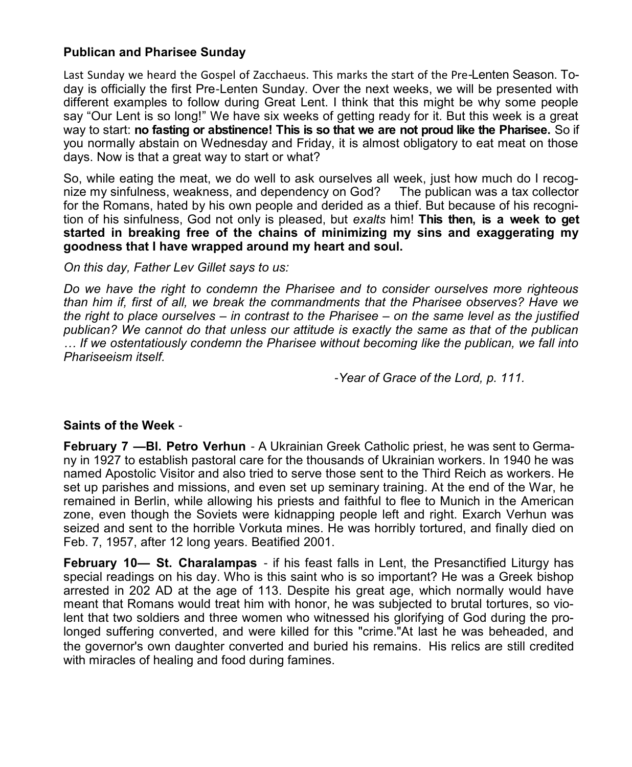**Publican and Pharisee Sunday**

Last Sunday we heard the Gospel of Zacchaeus. This marks the start of the Pre-Lenten Season. Today is officially the first Pre-Lenten Sunday. Over the next weeks, we will be presented with different examples to follow during Great Lent. I think that this might be why some people say "Our Lent is so long!" We have six weeks of getting ready for it. But this week is a great way to start: **no fasting or abstinence! This is so that we are not proud like the Pharisee.** So if you normally abstain on Wednesday and Friday, it is almost obligatory to eat meat on those days. Now is that a great way to start or what?

So, while eating the meat, we do well to ask ourselves all week, just how much do I recognize my sinfulness, weakness, and dependency on God? The publican was a tax collector for the Romans, hated by his own people and derided as a thief. But because of his recognition of his sinfulness, God not only is pleased, but *exalts* him! **This then, is a week to get started in breaking free of the chains of minimizing my sins and exaggerating my goodness that I have wrapped around my heart and soul.**

*On this day, Father Lev Gillet says to us:*

*Do we have the right to condemn the Pharisee and to consider ourselves more righteous than him if, first of all, we break the commandments that the Pharisee observes? Have we the right to place ourselves – in contrast to the Pharisee – on the same level as the justified publican? We cannot do that unless our attitude is exactly the same as that of the publican … If we ostentatiously condemn the Pharisee without becoming like the publican, we fall into Phariseeism itself.*

*-Year of Grace of the Lord, p. 111.*

**Saints of the Week** -

**February 7 —Bl. Petro Verhun** - A Ukrainian Greek Catholic priest, he was sent to Germany in 1927 to establish pastoral care for the thousands of Ukrainian workers. In 1940 he was named Apostolic Visitor and also tried to serve those sent to the Third Reich as workers. He set up parishes and missions, and even set up seminary training. At the end of the War, he remained in Berlin, while allowing his priests and faithful to flee to Munich in the American zone, even though the Soviets were kidnapping people left and right. Exarch Verhun was seized and sent to the horrible Vorkuta mines. He was horribly tortured, and finally died on Feb. 7, 1957, after 12 long years. Beatified 2001.

**February 10— St. Charalampas** - if his feast falls in Lent, the Presanctified Liturgy has special readings on his day. Who is this saint who is so important? He was a Greek bishop arrested in 202 AD at the age of 113. Despite his great age, which normally would have meant that Romans would treat him with honor, he was subjected to brutal tortures, so violent that two soldiers and three women who witnessed his glorifying of God during the prolonged suffering converted, and were killed for this "crime."At last he was beheaded, and the governor's own daughter converted and buried his remains. His relics are still credited with miracles of healing and food during famines.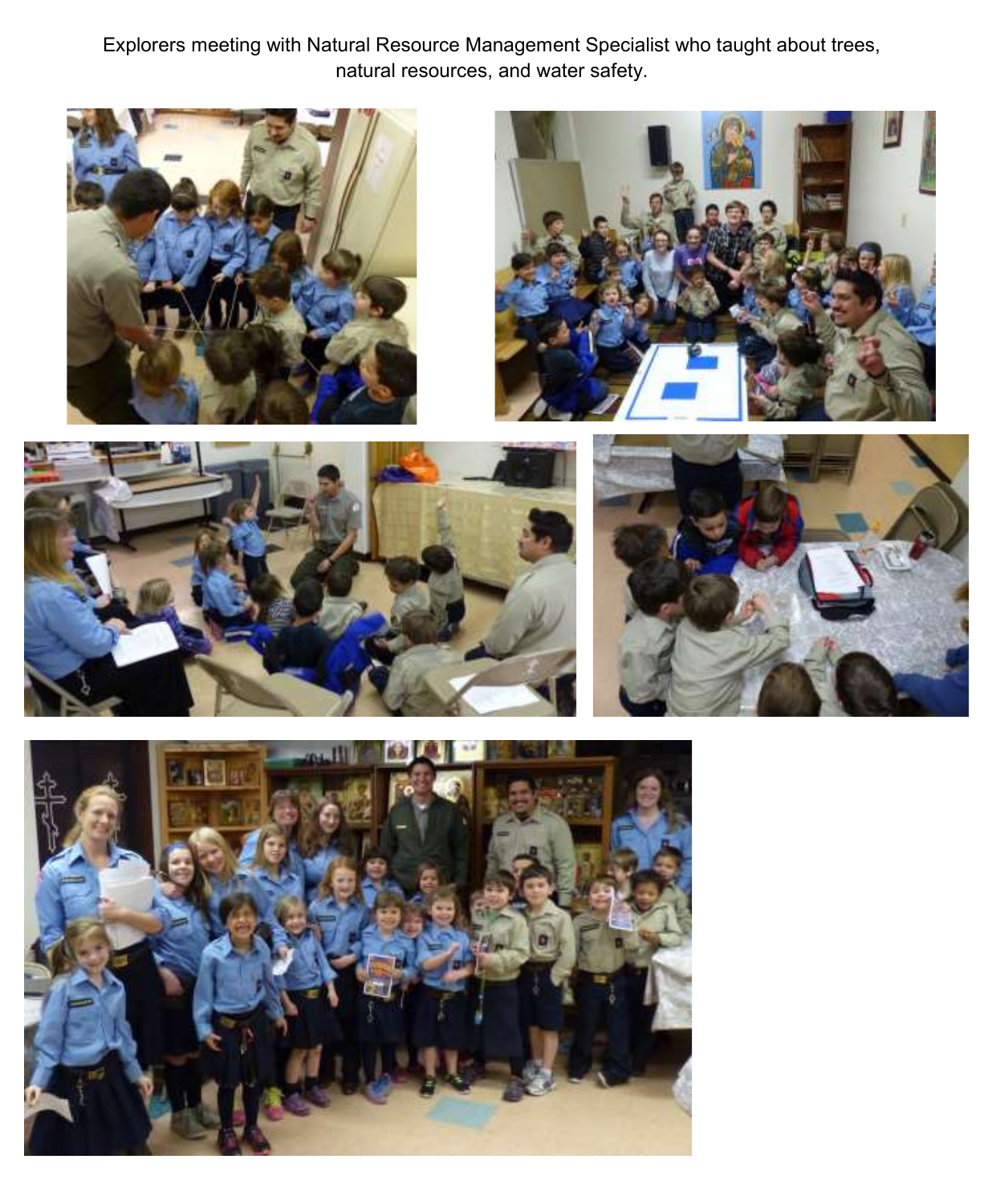Explorers meeting with Natural Resource Management Specialist who taught about trees, natural resources, and water safety.